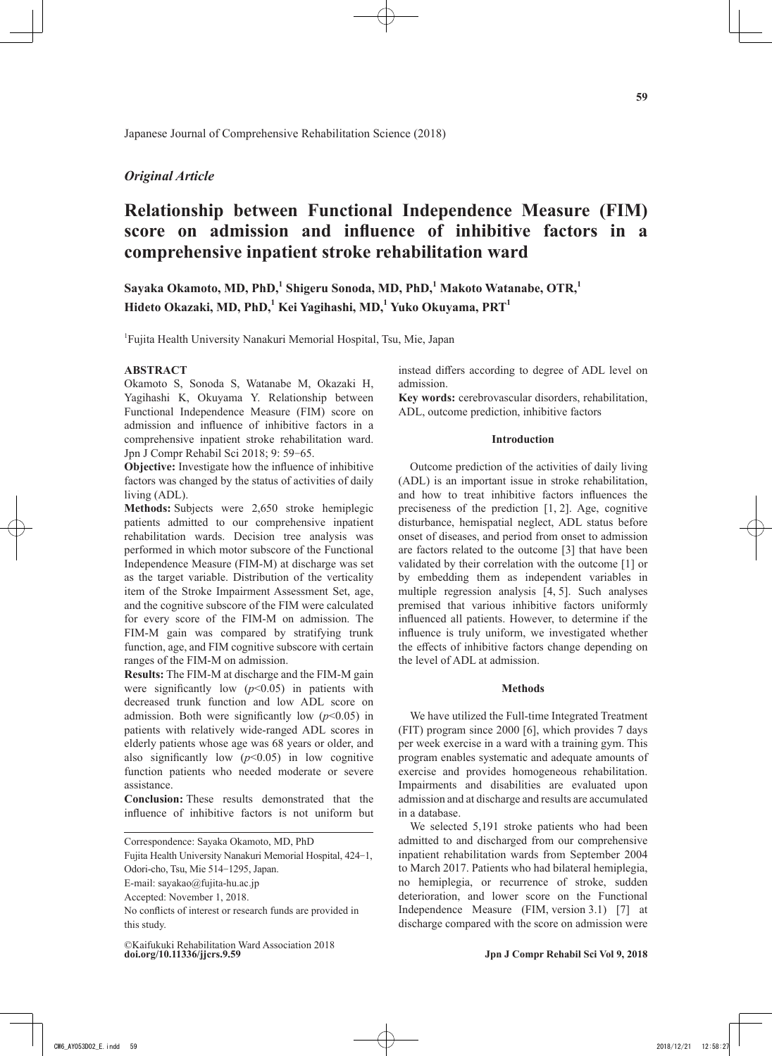*Original Article*

# Relationship between Functional Independence Measure (FIM) score on admission and influence of inhibitive factors in a comprehensive inpatient stroke rehabilitation ward

**Sayaka Okamoto, MD, PhD,[1] Shigeru Sonoda, MD, PhD,[1] Makoto Watanabe, OTR,[1] Hideto Okazaki, MD, PhD,[1] Kei Yagihashi, MD,[1] Yuko Okuyama, PRT[1]**

[1]Fujita Health University Nanakuri Memorial Hospital, Tsu, Mie, Japan

## ABSTRACT

Okamoto S, Sonoda S, Watanabe M, Okazaki H, Yagihashi K, Okuyama Y. Relationship between Functional Independence Measure (FIM) score on admission and influence of inhibitive factors in a comprehensive inpatient stroke rehabilitation ward. Jpn J Compr Rehabil Sci 2018; 9: 59−65.

**Objective:** Investigate how the influence of inhibitive factors was changed by the status of activities of daily living (ADL).

**Methods:** Subjects were 2,650 stroke hemiplegic patients admitted to our comprehensive inpatient rehabilitation wards. Decision tree analysis was performed in which motor subscore of the Functional Independence Measure (FIM-M) at discharge was set as the target variable. Distribution of the verticality item of the Stroke Impairment Assessment Set, age, and the cognitive subscore of the FIM were calculated for every score of the FIM-M on admission. The FIM-M gain was compared by stratifying trunk function, age, and FIM cognitive subscore with certain ranges of the FIM-M on admission.

**Results:** The FIM-M at discharge and the FIM-M gain were significantly low ($p<0.05$) in patients with decreased trunk function and low ADL score on admission. Both were significantly low ($p<0.05$) in patients with relatively wide-ranged ADL scores in elderly patients whose age was 68 years or older, and also significantly low ($p<0.05$) in low cognitive function patients who needed moderate or severe assistance.

**Conclusion:** These results demonstrated that the influence of inhibitive factors is not uniform but instead differs according to degree of ADL level on admission.

**Key words:** cerebrovascular disorders, rehabilitation, ADL, outcome prediction, inhibitive factors

Correspondence: Sayaka Okamoto, MD, PhD
Fujita Health University Nanakuri Memorial Hospital, 424−1, Odori-cho, Tsu, Mie 514−1295, Japan.
E-mail: sayakao@fujita-hu.ac.jp
Accepted: November 1, 2018.
No conflicts of interest or research funds are provided in this study.

©Kaifukuki Rehabilitation Ward Association 2018
doi.org/10.11336/jjcrs.9.59

## Introduction

Outcome prediction of the activities of daily living (ADL) is an important issue in stroke rehabilitation, and how to treat inhibitive factors influences the preciseness of the prediction [1, 2]. Age, cognitive disturbance, hemispatial neglect, ADL status before onset of diseases, and period from onset to admission are factors related to the outcome [3] that have been validated by their correlation with the outcome [1] or by embedding them as independent variables in multiple regression analysis [4, 5]. Such analyses premised that various inhibitive factors uniformly influenced all patients. However, to determine if the influence is truly uniform, we investigated whether the effects of inhibitive factors change depending on the level of ADL at admission.

## Methods

We have utilized the Full-time Integrated Treatment (FIT) program since 2000 [6], which provides 7 days per week exercise in a ward with a training gym. This program enables systematic and adequate amounts of exercise and provides homogeneous rehabilitation. Impairments and disabilities are evaluated upon admission and at discharge and results are accumulated in a database.

We selected 5,191 stroke patients who had been admitted to and discharged from our comprehensive inpatient rehabilitation wards from September 2004 to March 2017. Patients who had bilateral hemiplegia, no hemiplegia, or recurrence of stroke, sudden deterioration, and lower score on the Functional Independence Measure (FIM, version 3.1) [7] at discharge compared with the score on admission were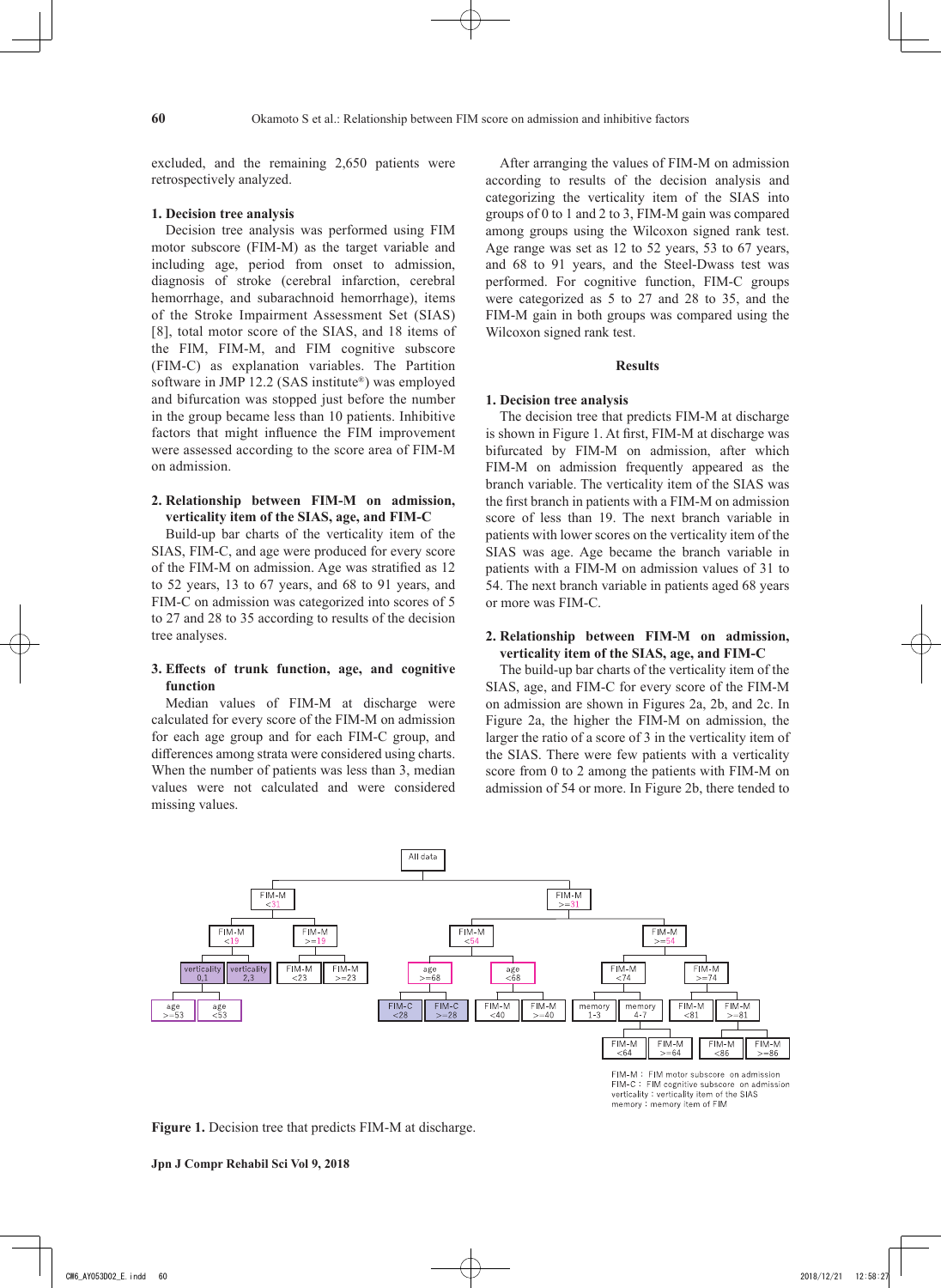excluded, and the remaining 2,650 patients were retrospectively analyzed.

### 1. Decision tree analysis

Decision tree analysis was performed using FIM motor subscore (FIM-M) as the target variable and including age, period from onset to admission, diagnosis of stroke (cerebral infarction, cerebral hemorrhage, and subarachnoid hemorrhage), items of the Stroke Impairment Assessment Set (SIAS) [8], total motor score of the SIAS, and 18 items of the FIM, FIM-M, and FIM cognitive subscore (FIM-C) as explanation variables. The Partition software in JMP 12.2 (SAS institute®) was employed and bifurcation was stopped just before the number in the group became less than 10 patients. Inhibitive factors that might influence the FIM improvement were assessed according to the score area of FIM-M on admission.

### 2. Relationship between FIM-M on admission, verticality item of the SIAS, age, and FIM-C

Build-up bar charts of the verticality item of the SIAS, FIM-C, and age were produced for every score of the FIM-M on admission. Age was stratified as 12 to 52 years, 13 to 67 years, and 68 to 91 years, and FIM-C on admission was categorized into scores of 5 to 27 and 28 to 35 according to results of the decision tree analyses.

### 3. Effects of trunk function, age, and cognitive function

Median values of FIM-M at discharge were calculated for every score of the FIM-M on admission for each age group and for each FIM-C group, and differences among strata were considered using charts. When the number of patients was less than 3, median values were not calculated and were considered missing values.

After arranging the values of FIM-M on admission according to results of the decision analysis and categorizing the verticality item of the SIAS into groups of 0 to 1 and 2 to 3, FIM-M gain was compared among groups using the Wilcoxon signed rank test. Age range was set as 12 to 52 years, 53 to 67 years, and 68 to 91 years, and the Steel-Dwass test was performed. For cognitive function, FIM-C groups were categorized as 5 to 27 and 28 to 35, and the FIM-M gain in both groups was compared using the Wilcoxon signed rank test.

## Results

### 1. Decision tree analysis

The decision tree that predicts FIM-M at discharge is shown in Figure 1. At first, FIM-M at discharge was bifurcated by FIM-M on admission, after which FIM-M on admission frequently appeared as the branch variable. The verticality item of the SIAS was the first branch in patients with a FIM-M on admission score of less than 19. The next branch variable in patients with lower scores on the verticality item of the SIAS was age. Age became the branch variable in patients with a FIM-M on admission values of 31 to 54. The next branch variable in patients aged 68 years or more was FIM-C.

### 2. Relationship between FIM-M on admission, verticality item of the SIAS, age, and FIM-C

The build-up bar charts of the verticality item of the SIAS, age, and FIM-C for every score of the FIM-M on admission are shown in Figures 2a, 2b, and 2c. In Figure 2a, the higher the FIM-M on admission, the larger the ratio of a score of 3 in the verticality item of the SIAS. There were few patients with a verticality score from 0 to 2 among the patients with FIM-M on admission of 54 or more. In Figure 2b, there tended to

```
All data
├── FIM-M <31
│   ├── FIM-M <19
│   │   ├── verticality 0,1
│   │   │   ├── age >=53
│   │   │   └── age <53
│   │   └── verticality 2,3
│   └── FIM-M >=19
│       ├── FIM-M <23
│       └── FIM-M >=23
└── FIM-M >=31
    ├── FIM-M <54
    │   ├── age >=68
    │   │   ├── FIM-C <28
    │   │   └── FIM-C >=28
    │   └── age <68
    │       ├── FIM-M <40
    │       └── FIM-M >=40
    └── FIM-M >=54
        ├── FIM-M <74
        │   ├── memory 1-3
        │   └── memory 4-7
        │       ├── FIM-M <64
        │       └── FIM-M >=64
        └── FIM-M >=74
            ├── FIM-M <81
            └── FIM-M >=81
                ├── FIM-M <86
                └── FIM-M >=86
```

FIM-M: FIM motor subscore on admission
FIM-C: FIM cognitive subscore on admission
verticality: verticality item of the SIAS
memory: memory item of FIM

**Figure 1.** Decision tree that predicts FIM-M at discharge.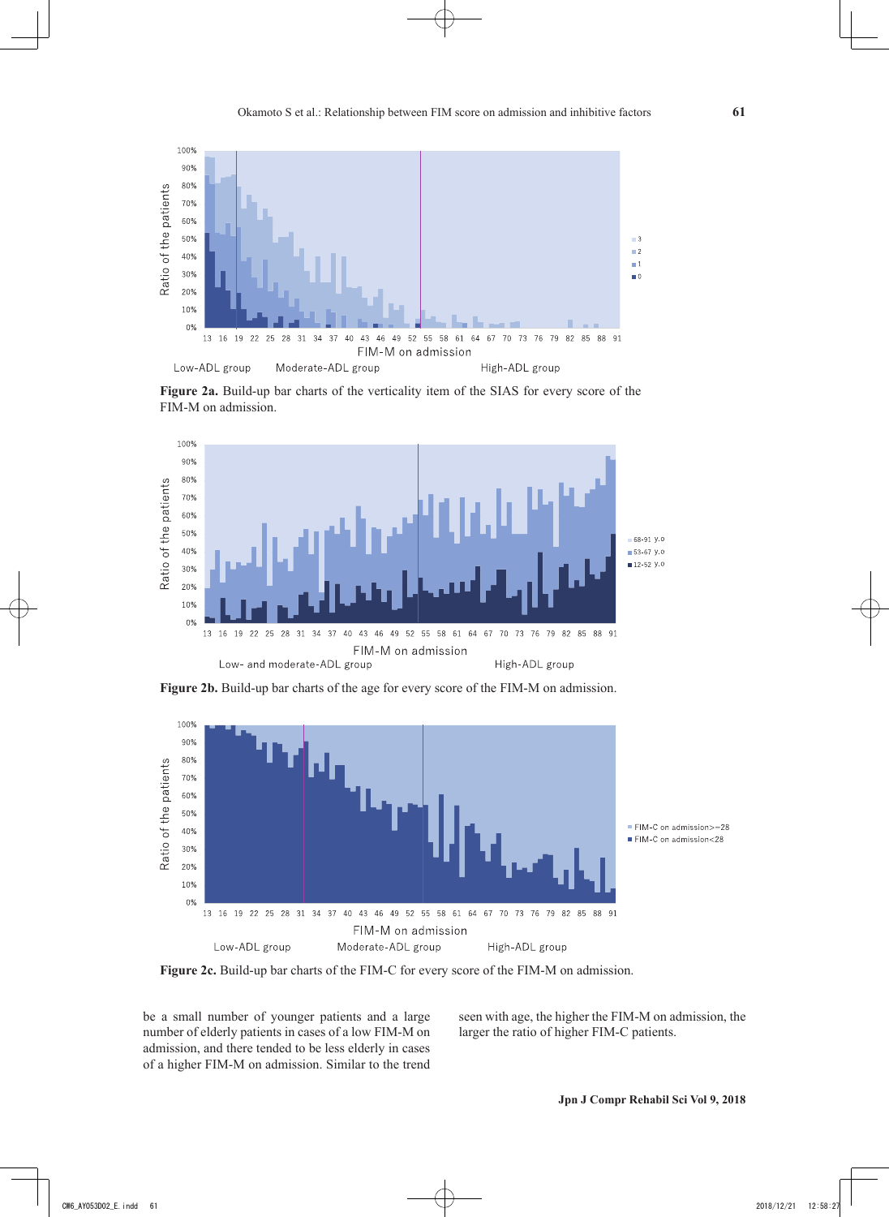**Figure 2a.** Build-up bar charts of the verticality item of the SIAS for every score of the FIM-M on admission.

**Figure 2b.** Build-up bar charts of the age for every score of the FIM-M on admission.

**Figure 2c.** Build-up bar charts of the FIM-C for every score of the FIM-M on admission.

be a small number of younger patients and a large number of elderly patients in cases of a low FIM-M on admission, and there tended to be less elderly in cases of a higher FIM-M on admission. Similar to the trend seen with age, the higher the FIM-M on admission, the larger the ratio of higher FIM-C patients.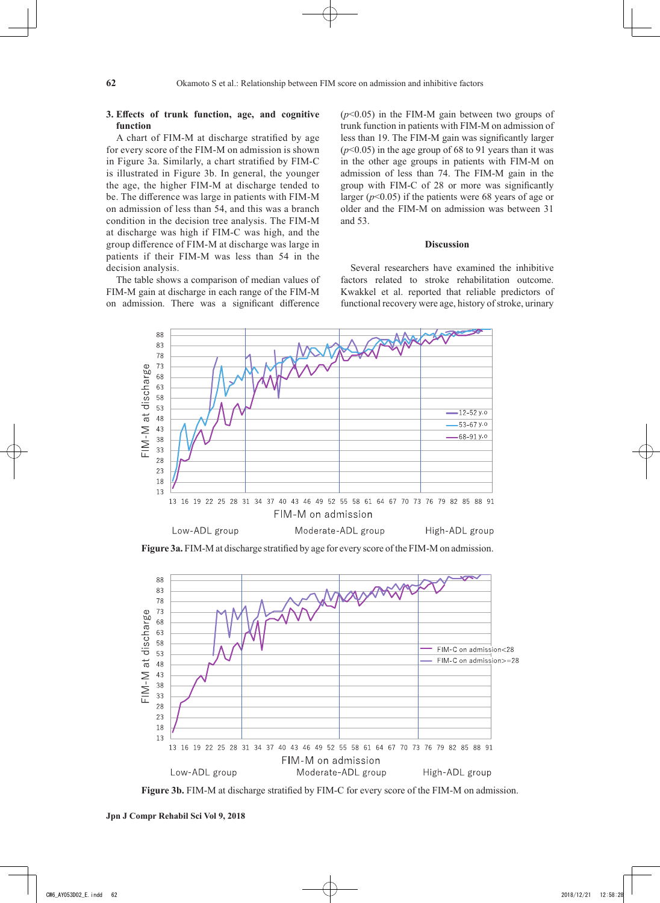### 3. Effects of trunk function, age, and cognitive function

A chart of FIM-M at discharge stratified by age for every score of the FIM-M on admission is shown in Figure 3a. Similarly, a chart stratified by FIM-C is illustrated in Figure 3b. In general, the younger the age, the higher FIM-M at discharge tended to be. The difference was large in patients with FIM-M on admission of less than 54, and this was a branch condition in the decision tree analysis. The FIM-M at discharge was high if FIM-C was high, and the group difference of FIM-M at discharge was large in patients if their FIM-M was less than 54 in the decision analysis.

The table shows a comparison of median values of FIM-M gain at discharge in each range of the FIM-M on admission. There was a significant difference ($p<0.05$) in the FIM-M gain between two groups of trunk function in patients with FIM-M on admission of less than 19. The FIM-M gain was significantly larger ($p<0.05$) in the age group of 68 to 91 years than it was in the other age groups in patients with FIM-M on admission of less than 74. The FIM-M gain in the group with FIM-C of 28 or more was significantly larger ($p<0.05$) if the patients were 68 years of age or older and the FIM-M on admission was between 31 and 53.

## Discussion

Several researchers have examined the inhibitive factors related to stroke rehabilitation outcome. Kwakkel et al. reported that reliable predictors of functional recovery were age, history of stroke, urinary

**Figure 3a.** FIM-M at discharge stratified by age for every score of the FIM-M on admission.

**Figure 3b.** FIM-M at discharge stratified by FIM-C for every score of the FIM-M on admission.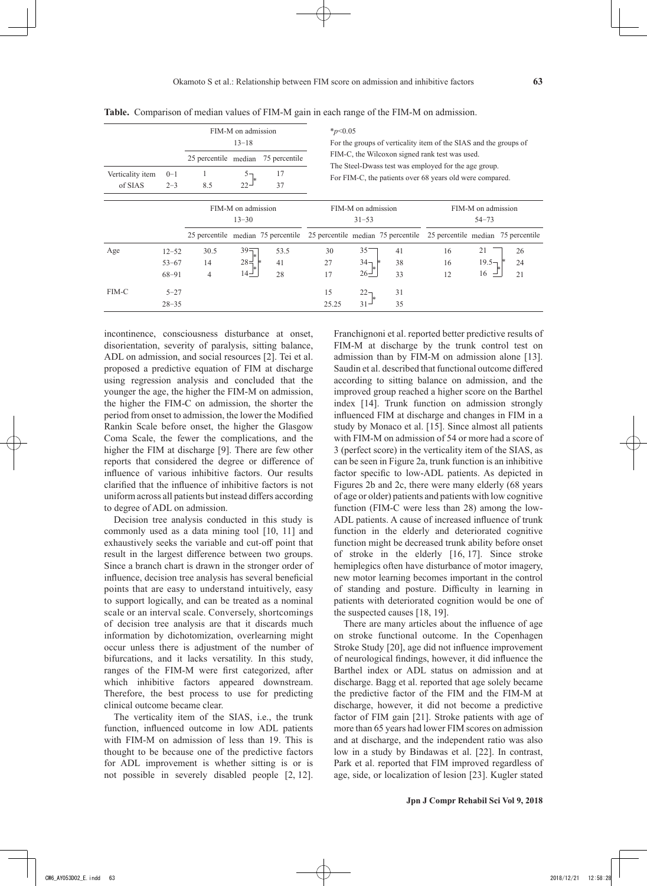**Table.** Comparison of median values of FIM-M gain in each range of the FIM-M on admission.

| | | FIM-M on admission 13–18 | | |
|---|---|---|---|---|
| | | 25 percentile | median | 75 percentile |
| Verticality item of SIAS | 0–1 | 1 | 5 | 17 |
| | 2–3 | 8.5 | 22* | 37 |

| | | FIM-M on admission 13–30 | | | FIM-M on admission 31–53 | | | FIM-M on admission 54–73 | | |
|---|---|---|---|---|---|---|---|---|---|---|
| | | 25 percentile | median | 75 percentile | 25 percentile | median | 75 percentile | 25 percentile | median | 75 percentile |
| Age | 12–52 | 30.5 | 39 | 53.5 | 30 | 35 | 41 | 16 | 21 | 26 |
| | 53–67 | 14 | 28* | 41 | 27 | 34* | 38 | 16 | 19.5* | 24 |
| | 68–91 | 4 | 14* | 28 | 17 | 26* | 33 | 12 | 16* | 21 |
| FIM-C | 5–27 | | | | 15 | 22 | 31 | | | |
| | 28–35 | | | | 25.25 | 31* | 35 | | | |

*$p<0.05$
For the groups of verticality item of the SIAS and the groups of FIM-C, the Wilcoxon signed rank test was used.
The Steel-Dwass test was employed for the age group.
For FIM-C, the patients over 68 years old were compared.

incontinence, consciousness disturbance at onset, disorientation, severity of paralysis, sitting balance, ADL on admission, and social resources [2]. Tei et al. proposed a predictive equation of FIM at discharge using regression analysis and concluded that the younger the age, the higher the FIM-M on admission, the higher the FIM-C on admission, the shorter the period from onset to admission, the lower the Modified Rankin Scale before onset, the higher the Glasgow Coma Scale, the fewer the complications, and the higher the FIM at discharge [9]. There are few other reports that considered the degree or difference of influence of various inhibitive factors. Our results clarified that the influence of inhibitive factors is not uniform across all patients but instead differs according to degree of ADL on admission.

Decision tree analysis conducted in this study is commonly used as a data mining tool [10, 11] and exhaustively seeks the variable and cut-off point that result in the largest difference between two groups. Since a branch chart is drawn in the stronger order of influence, decision tree analysis has several beneficial points that are easy to understand intuitively, easy to support logically, and can be treated as a nominal scale or an interval scale. Conversely, shortcomings of decision tree analysis are that it discards much information by dichotomization, overlearning might occur unless there is adjustment of the number of bifurcations, and it lacks versatility. In this study, ranges of the FIM-M were first categorized, after which inhibitive factors appeared downstream. Therefore, the best process to use for predicting clinical outcome became clear.

The verticality item of the SIAS, i.e., the trunk function, influenced outcome in low ADL patients with FIM-M on admission of less than 19. This is thought to be because one of the predictive factors for ADL improvement is whether sitting is or is not possible in severely disabled people [2, 12]. Franchignoni et al. reported better predictive results of FIM-M at discharge by the trunk control test on admission than by FIM-M on admission alone [13]. Saudin et al. described that functional outcome differed according to sitting balance on admission, and the improved group reached a higher score on the Barthel index [14]. Trunk function on admission strongly influenced FIM at discharge and changes in FIM in a study by Monaco et al. [15]. Since almost all patients with FIM-M on admission of 54 or more had a score of 3 (perfect score) in the verticality item of the SIAS, as can be seen in Figure 2a, trunk function is an inhibitive factor specific to low-ADL patients. As depicted in Figures 2b and 2c, there were many elderly (68 years of age or older) patients and patients with low cognitive function (FIM-C were less than 28) among the low-ADL patients. A cause of increased influence of trunk function in the elderly and deteriorated cognitive function might be decreased trunk ability before onset of stroke in the elderly [16, 17]. Since stroke hemiplegics often have disturbance of motor imagery, new motor learning becomes important in the control of standing and posture. Difficulty in learning in patients with deteriorated cognition would be one of the suspected causes [18, 19].

There are many articles about the influence of age on stroke functional outcome. In the Copenhagen Stroke Study [20], age did not influence improvement of neurological findings, however, it did influence the Barthel index or ADL status on admission and at discharge. Bagg et al. reported that age solely became the predictive factor of the FIM and the FIM-M at discharge, however, it did not become a predictive factor of FIM gain [21]. Stroke patients with age of more than 65 years had lower FIM scores on admission and at discharge, and the independent ratio was also low in a study by Bindawas et al. [22]. In contrast, Park et al. reported that FIM improved regardless of age, side, or localization of lesion [23]. Kugler stated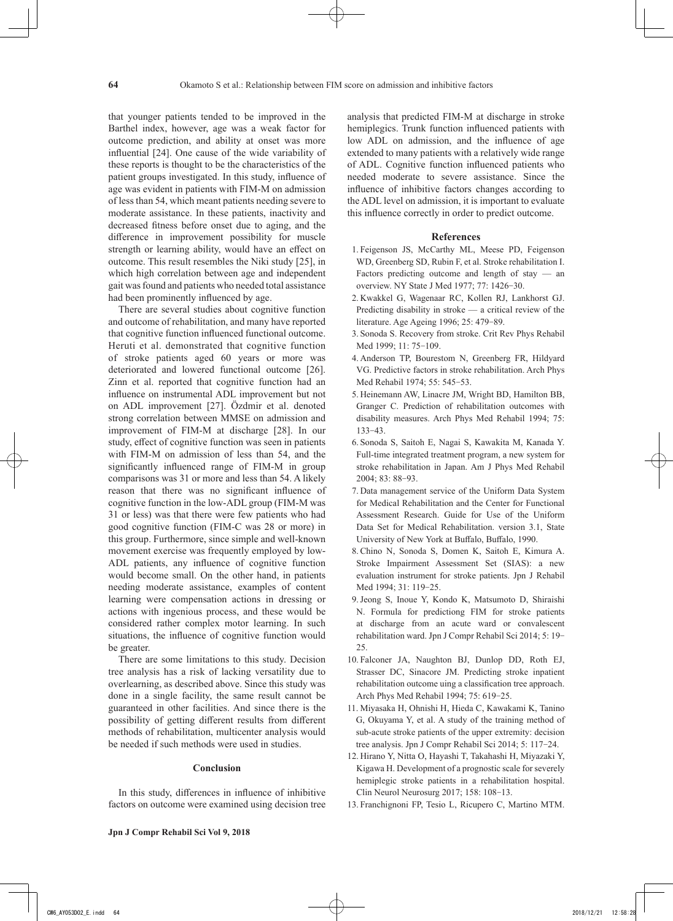that younger patients tended to be improved in the Barthel index, however, age was a weak factor for outcome prediction, and ability at onset was more influential [24]. One cause of the wide variability of these reports is thought to be the characteristics of the patient groups investigated. In this study, influence of age was evident in patients with FIM-M on admission of less than 54, which meant patients needing severe to moderate assistance. In these patients, inactivity and decreased fitness before onset due to aging, and the difference in improvement possibility for muscle strength or learning ability, would have an effect on outcome. This result resembles the Niki study [25], in which high correlation between age and independent gait was found and patients who needed total assistance had been prominently influenced by age.

There are several studies about cognitive function and outcome of rehabilitation, and many have reported that cognitive function influenced functional outcome. Heruti et al. demonstrated that cognitive function of stroke patients aged 60 years or more was deteriorated and lowered functional outcome [26]. Zinn et al. reported that cognitive function had an influence on instrumental ADL improvement but not on ADL improvement [27]. Özdmir et al. denoted strong correlation between MMSE on admission and improvement of FIM-M at discharge [28]. In our study, effect of cognitive function was seen in patients with FIM-M on admission of less than 54, and the significantly influenced range of FIM-M in group comparisons was 31 or more and less than 54. A likely reason that there was no significant influence of cognitive function in the low-ADL group (FIM-M was 31 or less) was that there were few patients who had good cognitive function (FIM-C was 28 or more) in this group. Furthermore, since simple and well-known movement exercise was frequently employed by low-ADL patients, any influence of cognitive function would become small. On the other hand, in patients needing moderate assistance, examples of content learning were compensation actions in dressing or actions with ingenious process, and these would be considered rather complex motor learning. In such situations, the influence of cognitive function would be greater.

There are some limitations to this study. Decision tree analysis has a risk of lacking versatility due to overlearning, as described above. Since this study was done in a single facility, the same result cannot be guaranteed in other facilities. And since there is the possibility of getting different results from different methods of rehabilitation, multicenter analysis would be needed if such methods were used in studies.

## Conclusion

In this study, differences in influence of inhibitive factors on outcome were examined using decision tree analysis that predicted FIM-M at discharge in stroke hemiplegics. Trunk function influenced patients with low ADL on admission, and the influence of age extended to many patients with a relatively wide range of ADL. Cognitive function influenced patients who needed moderate to severe assistance. Since the influence of inhibitive factors changes according to the ADL level on admission, it is important to evaluate this influence correctly in order to predict outcome.

## References

1. Feigenson JS, McCarthy ML, Meese PD, Feigenson WD, Greenberg SD, Rubin F, et al. Stroke rehabilitation I. Factors predicting outcome and length of stay — an overview. NY State J Med 1977; 77: 1426−30.
2. Kwakkel G, Wagenaar RC, Kollen RJ, Lankhorst GJ. Predicting disability in stroke — a critical review of the literature. Age Ageing 1996; 25: 479−89.
3. Sonoda S. Recovery from stroke. Crit Rev Phys Rehabil Med 1999; 11: 75−109.
4. Anderson TP, Bourestom N, Greenberg FR, Hildyard VG. Predictive factors in stroke rehabilitation. Arch Phys Med Rehabil 1974; 55: 545−53.
5. Heinemann AW, Linacre JM, Wright BD, Hamilton BB, Granger C. Prediction of rehabilitation outcomes with disability measures. Arch Phys Med Rehabil 1994; 75: 133−43.
6. Sonoda S, Saitoh E, Nagai S, Kawakita M, Kanada Y. Full-time integrated treatment program, a new system for stroke rehabilitation in Japan. Am J Phys Med Rehabil 2004; 83: 88−93.
7. Data management service of the Uniform Data System for Medical Rehabilitation and the Center for Functional Assessment Research. Guide for Use of the Uniform Data Set for Medical Rehabilitation. version 3.1, State University of New York at Buffalo, Buffalo, 1990.
8. Chino N, Sonoda S, Domen K, Saitoh E, Kimura A. Stroke Impairment Assessment Set (SIAS): a new evaluation instrument for stroke patients. Jpn J Rehabil Med 1994; 31: 119−25.
9. Jeong S, Inoue Y, Kondo K, Matsumoto D, Shiraishi N. Formula for predictiong FIM for stroke patients at discharge from an acute ward or convalescent rehabilitation ward. Jpn J Compr Rehabil Sci 2014; 5: 19−25.
10. Falconer JA, Naughton BJ, Dunlop DD, Roth EJ, Strasser DC, Sinacore JM. Predicting stroke inpatient rehabilitation outcome uing a classification tree approach. Arch Phys Med Rehabil 1994; 75: 619−25.
11. Miyasaka H, Ohnishi H, Hieda C, Kawakami K, Tanino G, Okuyama Y, et al. A study of the training method of sub-acute stroke patients of the upper extremity: decision tree analysis. Jpn J Compr Rehabil Sci 2014; 5: 117−24.
12. Hirano Y, Nitta O, Hayashi T, Takahashi H, Miyazaki Y, Kigawa H. Development of a prognostic scale for severely hemiplegic stroke patients in a rehabilitation hospital. Clin Neurol Neurosurg 2017; 158: 108−13.
13. Franchignoni FP, Tesio L, Ricupero C, Martino MTM.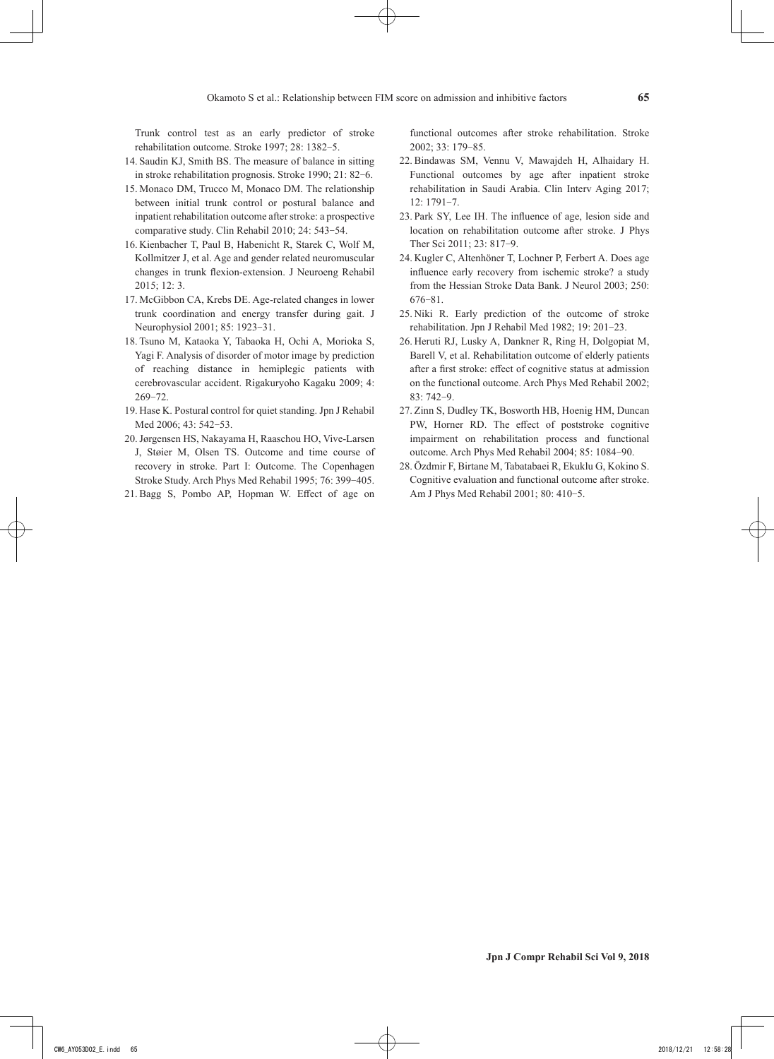Trunk control test as an early predictor of stroke rehabilitation outcome. Stroke 1997; 28: 1382−5.

14. Saudin KJ, Smith BS. The measure of balance in sitting in stroke rehabilitation prognosis. Stroke 1990; 21: 82−6.
15. Monaco DM, Trucco M, Monaco DM. The relationship between initial trunk control or postural balance and inpatient rehabilitation outcome after stroke: a prospective comparative study. Clin Rehabil 2010; 24: 543−54.
16. Kienbacher T, Paul B, Habenicht R, Starek C, Wolf M, Kollmitzer J, et al. Age and gender related neuromuscular changes in trunk flexion-extension. J Neuroeng Rehabil 2015; 12: 3.
17. McGibbon CA, Krebs DE. Age-related changes in lower trunk coordination and energy transfer during gait. J Neurophysiol 2001; 85: 1923−31.
18. Tsuno M, Kataoka Y, Tabaoka H, Ochi A, Morioka S, Yagi F. Analysis of disorder of motor image by prediction of reaching distance in hemiplegic patients with cerebrovascular accident. Rigakuryoho Kagaku 2009; 4: 269−72.
19. Hase K. Postural control for quiet standing. Jpn J Rehabil Med 2006; 43: 542−53.
20. Jørgensen HS, Nakayama H, Raaschou HO, Vive-Larsen J, Støier M, Olsen TS. Outcome and time course of recovery in stroke. Part I: Outcome. The Copenhagen Stroke Study. Arch Phys Med Rehabil 1995; 76: 399−405.
21. Bagg S, Pombo AP, Hopman W. Effect of age on functional outcomes after stroke rehabilitation. Stroke 2002; 33: 179−85.
22. Bindawas SM, Vennu V, Mawajdeh H, Alhaidary H. Functional outcomes by age after inpatient stroke rehabilitation in Saudi Arabia. Clin Interv Aging 2017; 12: 1791−7.
23. Park SY, Lee IH. The influence of age, lesion side and location on rehabilitation outcome after stroke. J Phys Ther Sci 2011; 23: 817−9.
24. Kugler C, Altenhöner T, Lochner P, Ferbert A. Does age influence early recovery from ischemic stroke? a study from the Hessian Stroke Data Bank. J Neurol 2003; 250: 676−81.
25. Niki R. Early prediction of the outcome of stroke rehabilitation. Jpn J Rehabil Med 1982; 19: 201−23.
26. Heruti RJ, Lusky A, Dankner R, Ring H, Dolgopiat M, Barell V, et al. Rehabilitation outcome of elderly patients after a first stroke: effect of cognitive status at admission on the functional outcome. Arch Phys Med Rehabil 2002; 83: 742−9.
27. Zinn S, Dudley TK, Bosworth HB, Hoenig HM, Duncan PW, Horner RD. The effect of poststroke cognitive impairment on rehabilitation process and functional outcome. Arch Phys Med Rehabil 2004; 85: 1084−90.
28. Özdmir F, Birtane M, Tabatabaei R, Ekuklu G, Kokino S. Cognitive evaluation and functional outcome after stroke. Am J Phys Med Rehabil 2001; 80: 410−5.